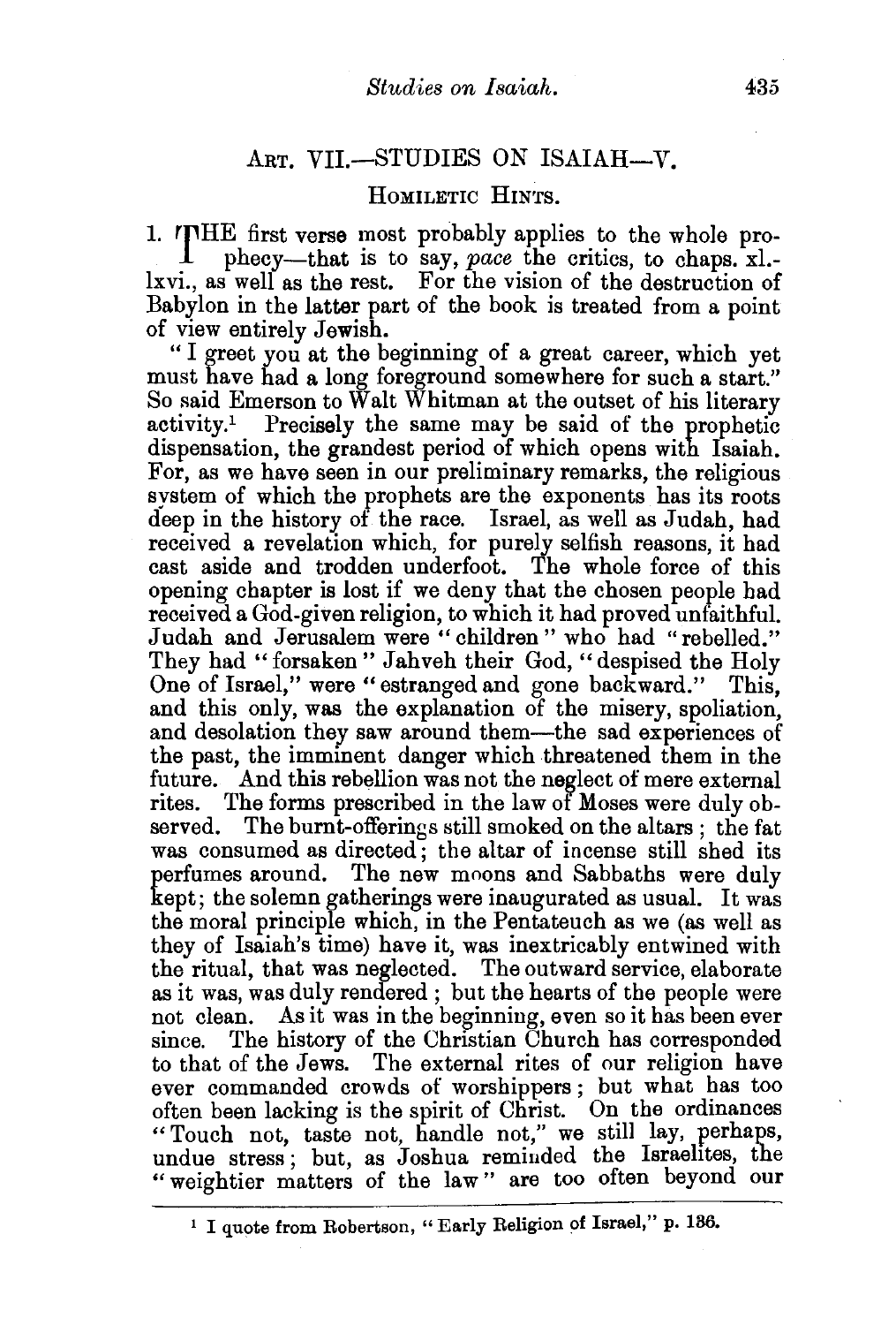## Art. VII.—STUDIES ON ISAIAH—V.

### Homiletic Hints.

1. THE first verse most probably applies to the whole prophecy—that is to say, *pace* the critics, to chaps. xl.-lxvi., as well as the rest. For the vision of the destruction of Babylon in the latter part of the book is treated from a point of view entirely Jewish.

"I greet you at the beginning of a great career, which yet must have had a long foreground somewhere for such a start." So said Emerson to Walt Whitman at the outset of his literary activity.[1] Precisely the same may be said of the prophetic dispensation, the grandest period of which opens with Isaiah. For, as we have seen in our preliminary remarks, the religious system of which the prophets are the exponents has its roots deep in the history of the race. Israel, as well as Judah, had received a revelation which, for purely selfish reasons, it had cast aside and trodden underfoot. The whole force of this opening chapter is lost if we deny that the chosen people had received a God-given religion, to which it had proved unfaithful. Judah and Jerusalem were "children" who had "rebelled." They had "forsaken" Jahveh their God, "despised the Holy One of Israel," were "estranged and gone backward." This, and this only, was the explanation of the misery, spoliation, and desolation they saw around them—the sad experiences of the past, the imminent danger which threatened them in the future. And this rebellion was not the neglect of mere external rites. The forms prescribed in the law of Moses were duly observed. The burnt-offerings still smoked on the altars; the fat was consumed as directed; the altar of incense still shed its perfumes around. The new moons and Sabbaths were duly kept; the solemn gatherings were inaugurated as usual. It was the moral principle which, in the Pentateuch as we (as well as they of Isaiah's time) have it, was inextricably entwined with the ritual, that was neglected. The outward service, elaborate as it was, was duly rendered; but the hearts of the people were not clean. As it was in the beginning, even so it has been ever since. The history of the Christian Church has corresponded to that of the Jews. The external rites of our religion have ever commanded crowds of worshippers; but what has too often been lacking is the spirit of Christ. On the ordinances "Touch not, taste not, handle not," we still lay, perhaps, undue stress; but, as Joshua reminded the Israelites, the "weightier matters of the law" are too often beyond our

---

[1] I quote from Robertson, "Early Religion of Israel," p. 186.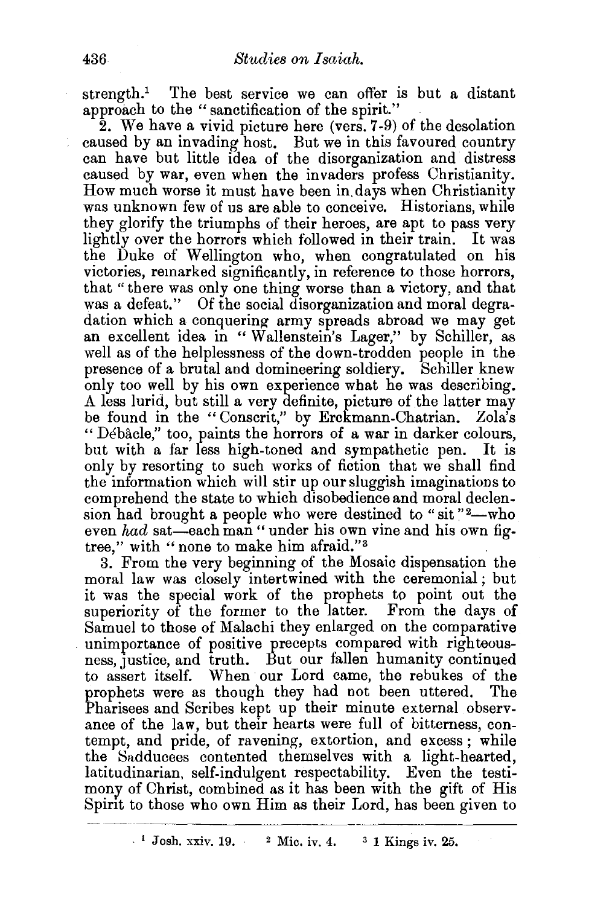strength.[1] The best service we can offer is but a distant approach to the "sanctification of the spirit."

2. We have a vivid picture here (vers. 7-9) of the desolation caused by an invading host. But we in this favoured country can have but little idea of the disorganization and distress caused by war, even when the invaders profess Christianity. How much worse it must have been in days when Christianity was unknown few of us are able to conceive. Historians, while they glorify the triumphs of their heroes, are apt to pass very lightly over the horrors which followed in their train. It was the Duke of Wellington who, when congratulated on his victories, remarked significantly, in reference to those horrors, that "there was only one thing worse than a victory, and that was a defeat." Of the social disorganization and moral degradation which a conquering army spreads abroad we may get an excellent idea in "Wallenstein's Lager," by Schiller, as well as of the helplessness of the down-trodden people in the presence of a brutal and domineering soldiery. Schiller knew only too well by his own experience what he was describing. A less lurid, but still a very definite, picture of the latter may be found in the "Conscrit," by Erckmann-Chatrian. Zola's "Débâcle," too, paints the horrors of a war in darker colours, but with a far less high-toned and sympathetic pen. It is only by resorting to such works of fiction that we shall find the information which will stir up our sluggish imaginations to comprehend the state to which disobedience and moral declension had brought a people who were destined to "sit"[2]—who even *had* sat—each man "under his own vine and his own fig-tree," with "none to make him afraid."[3]

3. From the very beginning of the Mosaic dispensation the moral law was closely intertwined with the ceremonial; but it was the special work of the prophets to point out the superiority of the former to the latter. From the days of Samuel to those of Malachi they enlarged on the comparative unimportance of positive precepts compared with righteousness, justice, and truth. But our fallen humanity continued to assert itself. When our Lord came, the rebukes of the prophets were as though they had not been uttered. The Pharisees and Scribes kept up their minute external observance of the law, but their hearts were full of bitterness, contempt, and pride, of ravening, extortion, and excess; while the Sadducees contented themselves with a light-hearted, latitudinarian, self-indulgent respectability. Even the testimony of Christ, combined as it has been with the gift of His Spirit to those who own Him as their Lord, has been given to

---

[1] Josh. xxiv. 19. [2] Mic. iv. 4. [3] 1 Kings iv. 25.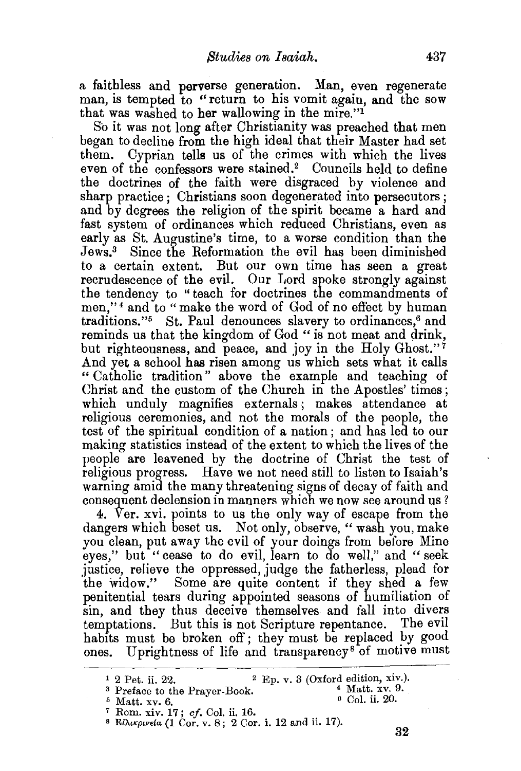a faithless and perverse generation. Man, even regenerate man, is tempted to "return to his vomit again, and the sow that was washed to her wallowing in the mire."[1]

So it was not long after Christianity was preached that men began to decline from the high ideal that their Master had set them. Cyprian tells us of the crimes with which the lives even of the confessors were stained.[2] Councils held to define the doctrines of the faith were disgraced by violence and sharp practice; Christians soon degenerated into persecutors; and by degrees the religion of the spirit became a hard and fast system of ordinances which reduced Christians, even as early as St. Augustine's time, to a worse condition than the Jews.[3] Since the Reformation the evil has been diminished to a certain extent. But our own time has seen a great recrudescence of the evil. Our Lord spoke strongly against the tendency to "teach for doctrines the commandments of men,"[4] and to "make the word of God of no effect by human traditions."[5] St. Paul denounces slavery to ordinances,[6] and reminds us that the kingdom of God "is not meat and drink, but righteousness, and peace, and joy in the Holy Ghost."[7] And yet a school has risen among us which sets what it calls "Catholic tradition" above the example and teaching of Christ and the custom of the Church in the Apostles' times; which unduly magnifies externals; makes attendance at religious ceremonies, and not the morals of the people, the test of the spiritual condition of a nation; and has led to our making statistics instead of the extent to which the lives of the people are leavened by the doctrine of Christ the test of religious progress. Have we not need still to listen to Isaiah's warning amid the many threatening signs of decay of faith and consequent declension in manners which we now see around us?

4. Ver. xvi. points to us the only way of escape from the dangers which beset us. Not only, observe, "wash you, make you clean, put away the evil of your doings from before Mine eyes," but "cease to do evil, learn to do well," and "seek justice, relieve the oppressed, judge the fatherless, plead for the widow." Some are quite content if they shed a few penitential tears during appointed seasons of humiliation of sin, and they thus deceive themselves and fall into divers temptations. But this is not Scripture repentance. The evil habits must be broken off; they must be replaced by good ones. Uprightness of life and transparency[8] of motive must

---

[1] 2 Pet. ii. 22.

[2] Ep. v. 3 (Oxford edition, xiv.).

[3] Preface to the Prayer-Book.

[4] Matt. xv. 9.

[5] Matt. xv. 6.

[6] Col. ii. 20.

[7] Rom. xiv. 17; *cf.* Col. ii. 16.

[8] Εἰλικρινεία (1 Cor. v. 8; 2 Cor. i. 12 and ii. 17).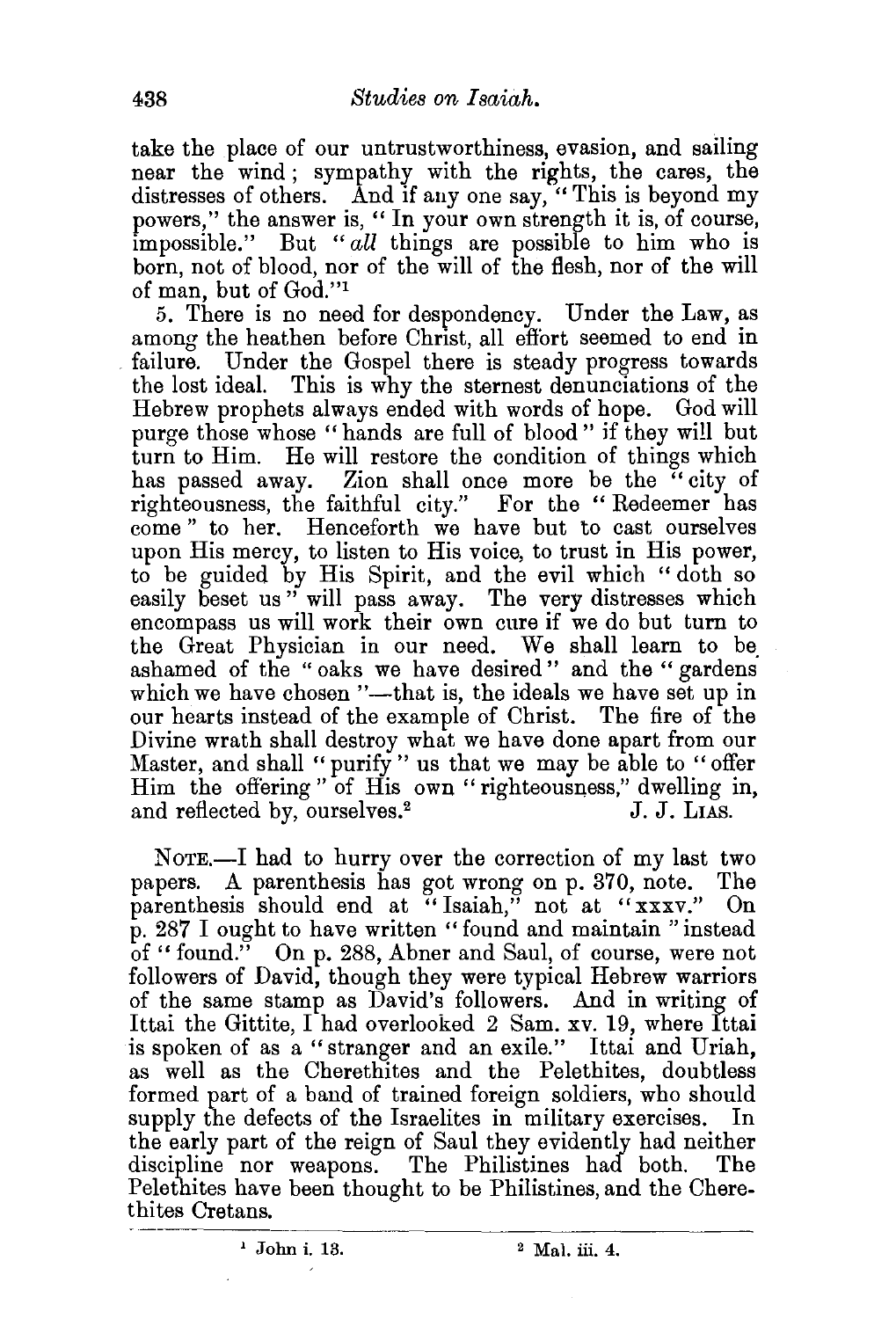take the place of our untrustworthiness, evasion, and sailing near the wind; sympathy with the rights, the cares, the distresses of others. And if any one say, "This is beyond my powers," the answer is, "In your own strength it is, of course, impossible." But "*all* things are possible to him who is born, not of blood, nor of the will of the flesh, nor of the will of man, but of God."[1]

5. There is no need for despondency. Under the Law, as among the heathen before Christ, all effort seemed to end in failure. Under the Gospel there is steady progress towards the lost ideal. This is why the sternest denunciations of the Hebrew prophets always ended with words of hope. God will purge those whose "hands are full of blood" if they will but turn to Him. He will restore the condition of things which has passed away. Zion shall once more be the "city of righteousness, the faithful city." For the "Redeemer has come" to her. Henceforth we have but to cast ourselves upon His mercy, to listen to His voice, to trust in His power, to be guided by His Spirit, and the evil which "doth so easily beset us" will pass away. The very distresses which encompass us will work their own cure if we do but turn to the Great Physician in our need. We shall learn to be ashamed of the "oaks we have desired" and the "gardens which we have chosen"—that is, the ideals we have set up in our hearts instead of the example of Christ. The fire of the Divine wrath shall destroy what we have done apart from our Master, and shall "purify" us that we may be able to "offer Him the offering" of His own "righteousness," dwelling in, and reflected by, ourselves.[2]

J. J. LIAS.

NOTE.—I had to hurry over the correction of my last two papers. A parenthesis has got wrong on p. 370, note. The parenthesis should end at "Isaiah," not at "xxxv." On p. 287 I ought to have written "found and maintain" instead of "found." On p. 288, Abner and Saul, of course, were not followers of David, though they were typical Hebrew warriors of the same stamp as David's followers. And in writing of Ittai the Gittite, I had overlooked 2 Sam. xv. 19, where Ittai is spoken of as a "stranger and an exile." Ittai and Uriah, as well as the Cherethites and the Pelethites, doubtless formed part of a band of trained foreign soldiers, who should supply the defects of the Israelites in military exercises. In the early part of the reign of Saul they evidently had neither discipline nor weapons. The Philistines had both. The Pelethites have been thought to be Philistines, and the Cherethites Cretans.

---

[1] John i. 13.

[2] Mal. iii. 4.